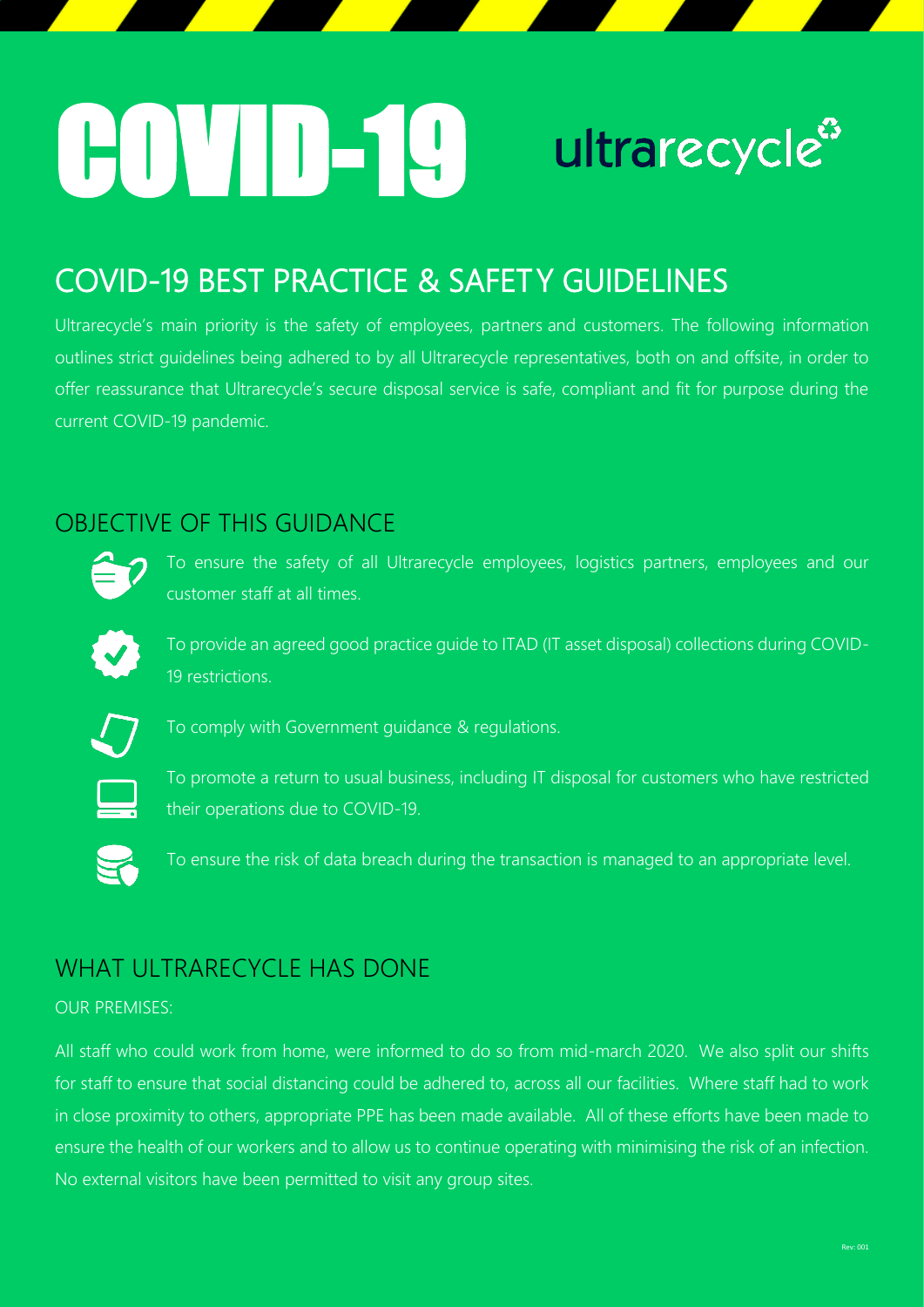# COVID-19

ultrarecycle

## COVID-19 BEST PRACTICE & SAFETY GUIDELINES

Ultrarecycle's main priority is the safety of employees, partners and customers. The following information outlines strict guidelines being adhered to by all Ultrarecycle representatives, both on and offsite, in order to offer reassurance that Ultrarecycle's secure disposal service is safe, compliant and fit for purpose during the current COVID-19 pandemic.

## OBJECTIVE OF THIS GUIDANCE

- To ensure the safety of all Ultrarecycle employees, logistics partners, employees and our customer staff at all times.
- To provide an agreed good practice guide to ITAD (IT asset disposal) collections during COVID-19 restrictions.
- To comply with Government guidance & regulations.
- To promote a return to usual business, including IT disposal for customers who have restricted their operations due to COVID-19.
- To ensure the risk of data breach during the transaction is managed to an appropriate level.

## WHAT ULTRARECYCLE HAS DONE

OUR PREMISES:

All staff who could work from home, were informed to do so from mid-march 2020. We also split our shifts for staff to ensure that social distancing could be adhered to, across all our facilities. Where staff had to work in close proximity to others, appropriate PPE has been made available. All of these efforts have been made to ensure the health of our workers and to allow us to continue operating with minimising the risk of an infection. No external visitors have been permitted to visit any group sites.

Rev: 001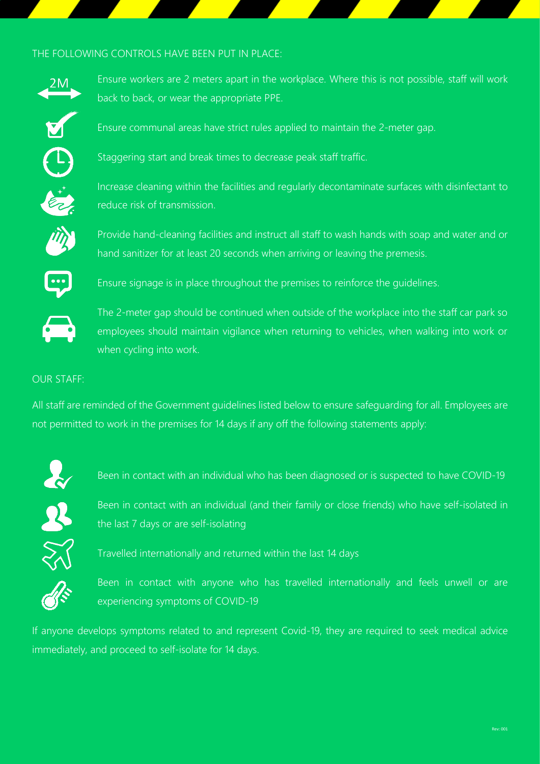## THE FOLLOWING CONTROLS HAVE BEEN PUT IN PLACE:

- Ensure workers are 2 meters apart in the workplace. Where this is not possible, staff will work back to back, or wear the appropriate PPE.
- Ensure communal areas have strict rules applied to maintain the 2-meter gap.
- Staggering start and break times to decrease peak staff traffic.
- Increase cleaning within the facilities and regularly decontaminate surfaces with disinfectant to reduce risk of transmission.
- Provide hand-cleaning facilities and instruct all staff to wash hands with soap and water and or hand sanitizer for at least 20 seconds when arriving or leaving the premesis.
- Ensure signage is in place throughout the premises to reinforce the guidelines.
- The 2-meter gap should be continued when outside of the workplace into the staff car park so employees should maintain vigilance when returning to vehicles, when walking into work or when cycling into work.

## OUR STAFF:

All staff are reminded of the Government guidelines listed below to ensure safeguarding for all. Employees are not permitted to work in the premises for 14 days if any off the following statements apply:

- Been in contact with an individual who has been diagnosed or is suspected to have COVID-19
- Been in contact with an individual (and their family or close friends) who have self-isolated in the last 7 days or are self-isolating
- Travelled internationally and returned within the last 14 days
- Been in contact with anyone who has travelled internationally and feels unwell or are experiencing symptoms of COVID-19

If anyone develops symptoms related to and represent Covid-19, they are required to seek medical advice immediately, and proceed to self-isolate for 14 days.

Rev: 001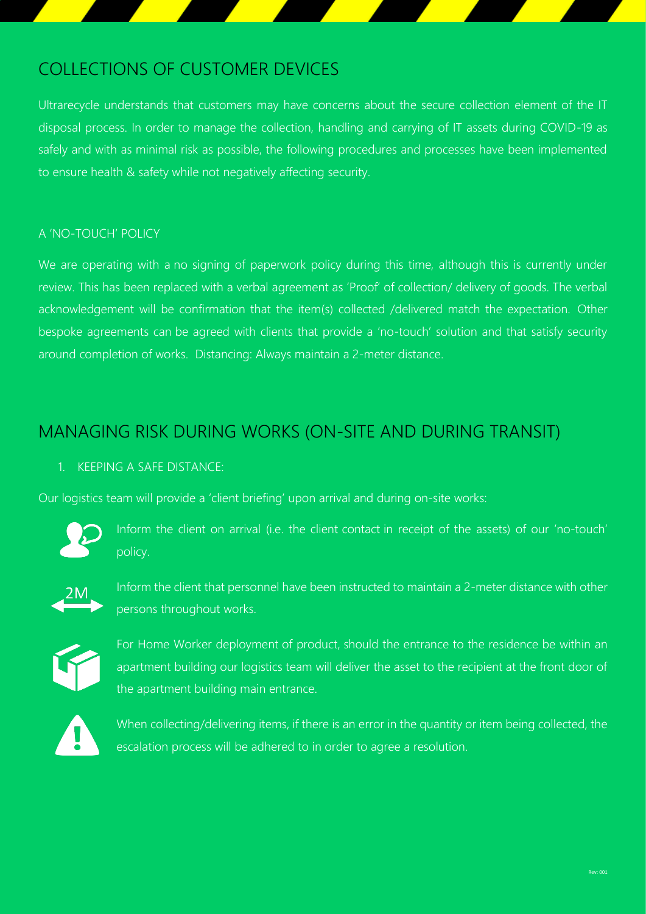# COLLECTIONS OF CUSTOMER DEVICES

Ultrarecycle understands that customers may have concerns about the secure collection element of the IT disposal process. In order to manage the collection, handling and carrying of IT assets during COVID-19 as safely and with as minimal risk as possible, the following procedures and processes have been implemented to ensure health & safety while not negatively affecting security.

### A 'NO-TOUCH' POLICY

We are operating with a no signing of paperwork policy during this time, although this is currently under review. This has been replaced with a verbal agreement as 'Proof' of collection/ delivery of goods. The verbal acknowledgement will be confirmation that the item(s) collected /delivered match the expectation. Other bespoke agreements can be agreed with clients that provide a 'no-touch' solution and that satisfy security around completion of works. Distancing: Always maintain a 2-meter distance.

# MANAGING RISK DURING WORKS (ON-SITE AND DURING TRANSIT)

1. KEEPING A SAFE DISTANCE:

Our logistics team will provide a 'client briefing' upon arrival and during on-site works:

- Inform the client on arrival (i.e. the client contact in receipt of the assets) of our 'no-touch' policy.
- Inform the client that personnel have been instructed to maintain a 2-meter distance with other persons throughout works.
- For Home Worker deployment of product, should the entrance to the residence be within an apartment building our logistics team will deliver the asset to the recipient at the front door of the apartment building main entrance.
- When collecting/delivering items, if there is an error in the quantity or item being collected, the escalation process will be adhered to in order to agree a resolution.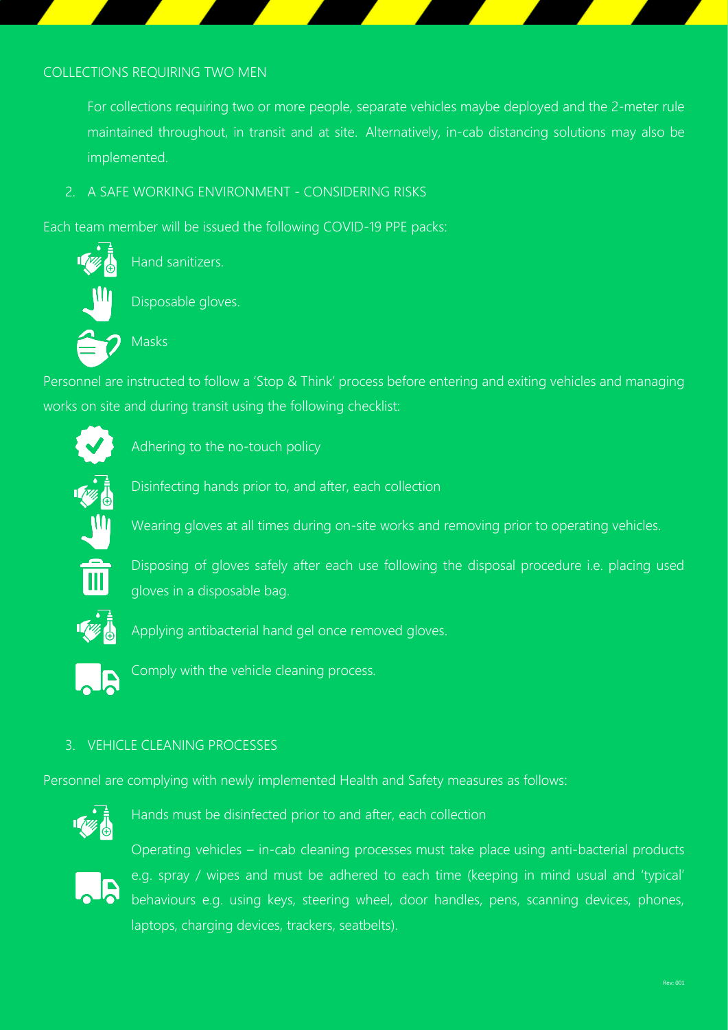## COLLECTIONS REQUIRING TWO MEN

For collections requiring two or more people, separate vehicles maybe deployed and the 2-meter rule maintained throughout, in transit and at site. Alternatively, in-cab distancing solutions may also be implemented.

## 2. A SAFE WORKING ENVIRONMENT - CONSIDERING RISKS

Each team member will be issued the following COVID-19 PPE packs:

- Hand sanitizers.
- Disposable gloves.
- Masks

Personnel are instructed to follow a 'Stop & Think' process before entering and exiting vehicles and managing works on site and during transit using the following checklist:

- Adhering to the no-touch policy
- Disinfecting hands prior to, and after, each collection
- Wearing gloves at all times during on-site works and removing prior to operating vehicles.
- Disposing of gloves safely after each use following the disposal procedure i.e. placing used gloves in a disposable bag.
- Applying antibacterial hand gel once removed gloves.
- Comply with the vehicle cleaning process.

## 3. VEHICLE CLEANING PROCESSES

Personnel are complying with newly implemented Health and Safety measures as follows:

- Hands must be disinfected prior to and after, each collection
- Operating vehicles – in-cab cleaning processes must take place using anti-bacterial products e.g. spray / wipes and must be adhered to each time (keeping in mind usual and 'typical' behaviours e.g. using keys, steering wheel, door handles, pens, scanning devices, phones, laptops, charging devices, trackers, seatbelts).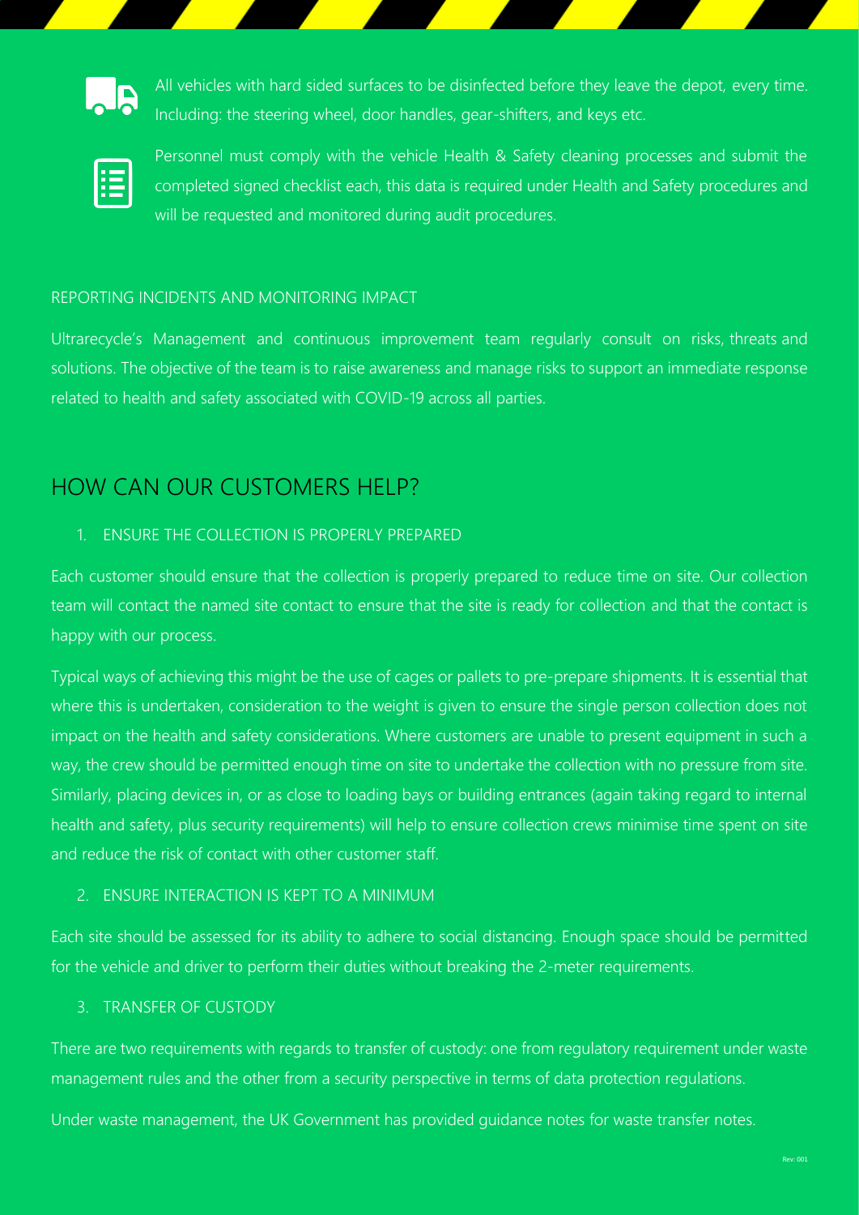All vehicles with hard sided surfaces to be disinfected before they leave the depot, every time. Including: the steering wheel, door handles, gear-shifters, and keys etc.

Personnel must comply with the vehicle Health & Safety cleaning processes and submit the completed signed checklist each, this data is required under Health and Safety procedures and will be requested and monitored during audit procedures.

### REPORTING INCIDENTS AND MONITORING IMPACT

Ultrarecycle's Management and continuous improvement team regularly consult on risks, threats and solutions. The objective of the team is to raise awareness and manage risks to support an immediate response related to health and safety associated with COVID-19 across all parties.

## HOW CAN OUR CUSTOMERS HELP?

### 1. ENSURE THE COLLECTION IS PROPERLY PREPARED

Each customer should ensure that the collection is properly prepared to reduce time on site. Our collection team will contact the named site contact to ensure that the site is ready for collection and that the contact is happy with our process.

Typical ways of achieving this might be the use of cages or pallets to pre-prepare shipments. It is essential that where this is undertaken, consideration to the weight is given to ensure the single person collection does not impact on the health and safety considerations. Where customers are unable to present equipment in such a way, the crew should be permitted enough time on site to undertake the collection with no pressure from site. Similarly, placing devices in, or as close to loading bays or building entrances (again taking regard to internal health and safety, plus security requirements) will help to ensure collection crews minimise time spent on site and reduce the risk of contact with other customer staff.

### 2. ENSURE INTERACTION IS KEPT TO A MINIMUM

Each site should be assessed for its ability to adhere to social distancing. Enough space should be permitted for the vehicle and driver to perform their duties without breaking the 2-meter requirements.

### 3. TRANSFER OF CUSTODY

There are two requirements with regards to transfer of custody: one from regulatory requirement under waste management rules and the other from a security perspective in terms of data protection regulations.

Under waste management, the UK Government has provided guidance notes for waste transfer notes.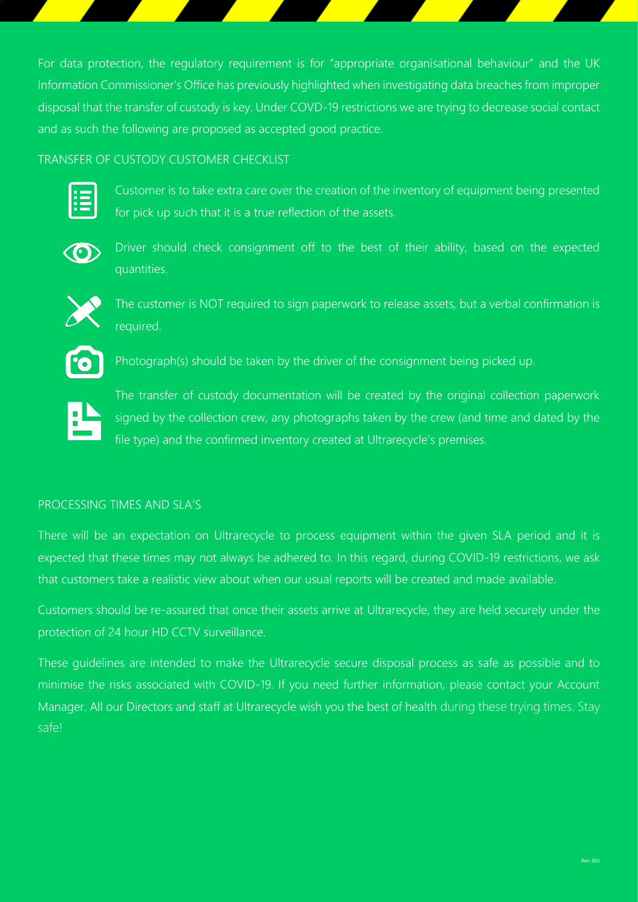For data protection, the regulatory requirement is for "appropriate organisational behaviour" and the UK Information Commissioner's Office has previously highlighted when investigating data breaches from improper disposal that the transfer of custody is key. Under COVD-19 restrictions we are trying to decrease social contact and as such the following are proposed as accepted good practice.

## TRANSFER OF CUSTODY CUSTOMER CHECKLIST

- Customer is to take extra care over the creation of the inventory of equipment being presented for pick up such that it is a true reflection of the assets.
- Driver should check consignment off to the best of their ability, based on the expected quantities.
- The customer is NOT required to sign paperwork to release assets, but a verbal confirmation is required.
- Photograph(s) should be taken by the driver of the consignment being picked up.
- The transfer of custody documentation will be created by the original collection paperwork signed by the collection crew, any photographs taken by the crew (and time and dated by the file type) and the confirmed inventory created at Ultrarecycle's premises.

## PROCESSING TIMES AND SLA'S

There will be an expectation on Ultrarecycle to process equipment within the given SLA period and it is expected that these times may not always be adhered to. In this regard, during COVID-19 restrictions, we ask that customers take a realistic view about when our usual reports will be created and made available.

Customers should be re-assured that once their assets arrive at Ultrarecycle, they are held securely under the protection of 24 hour HD CCTV surveillance.

These guidelines are intended to make the Ultrarecycle secure disposal process as safe as possible and to minimise the risks associated with COVID-19. If you need further information, please contact your Account Manager. All our Directors and staff at Ultrarecycle wish you the best of health during these trying times. Stay safe!

Rev: 001